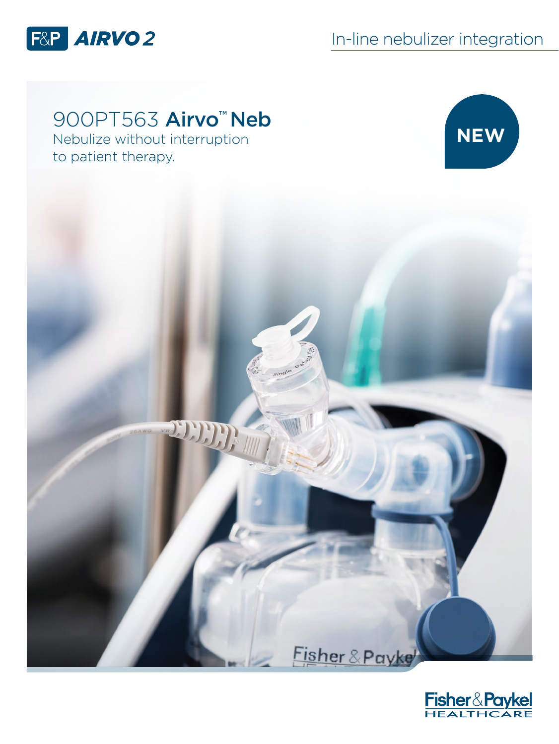F&P **AIRVO 2**

In-line nebulizer integration

# 900PT563 **Airvo™ Neb**

Nebulize without interruption to patient therapy.

**NEW**

Fisher&Paykel HEALTHCARE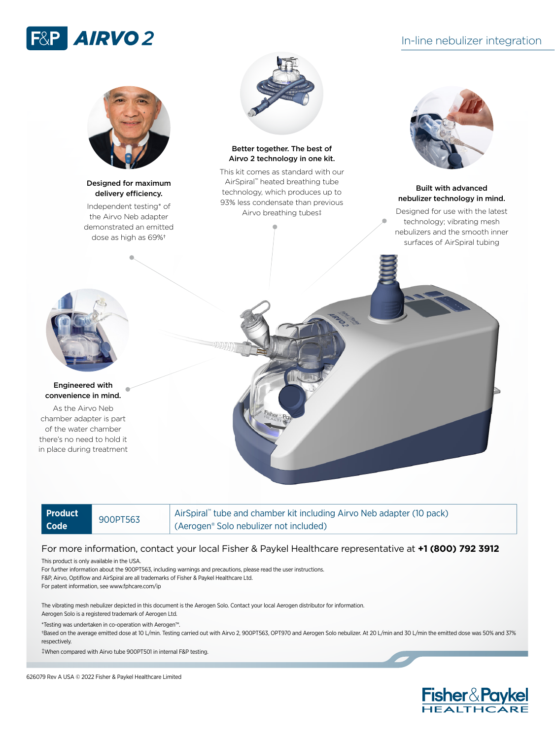# F&P AIRVO 2

## In-line nebulizer integration

**Designed for maximum delivery efficiency.**

Independent testing* of the Airvo Neb adapter demonstrated an emitted dose as high as 69%†

**Better together. The best of Airvo 2 technology in one kit.**

This kit comes as standard with our AirSpiral™ heated breathing tube technology, which produces up to 93% less condensate than previous Airvo breathing tubes‡

**Built with advanced nebulizer technology in mind.**

Designed for use with the latest technology; vibrating mesh nebulizers and the smooth inner surfaces of AirSpiral tubing

**Engineered with convenience in mind.**

As the Airvo Neb chamber adapter is part of the water chamber there's no need to hold it in place during treatment

| | | |
|---|---|---|
| **Product Code** | 900PT563 | AirSpiral™ tube and chamber kit including Airvo Neb adapter (10 pack) (Aerogen® Solo nebulizer not included) |

For more information, contact your local Fisher & Paykel Healthcare representative at **+1 (800) 792 3912**

This product is only available in the USA.
For further information about the 900PT563, including warnings and precautions, please read the user instructions.
F&P, Airvo, Optiflow and AirSpiral are all trademarks of Fisher & Paykel Healthcare Ltd.
For patent information, see www.fphcare.com/ip

The vibrating mesh nebulizer depicted in this document is the Aerogen Solo. Contact your local Aerogen distributor for information.
Aerogen Solo is a registered trademark of Aerogen Ltd.

*Testing was undertaken in co-operation with Aerogen™.
†Based on the average emitted dose at 10 L/min. Testing carried out with Airvo 2, 900PT563, OPT970 and Aerogen Solo nebulizer. At 20 L/min and 30 L/min the emitted dose was 50% and 37% respectively.
‡When compared with Airvo tube 900PT501 in internal F&P testing.

626079 Rev A USA © 2022 Fisher & Paykel Healthcare Limited

Fisher & Paykel HEALTHCARE